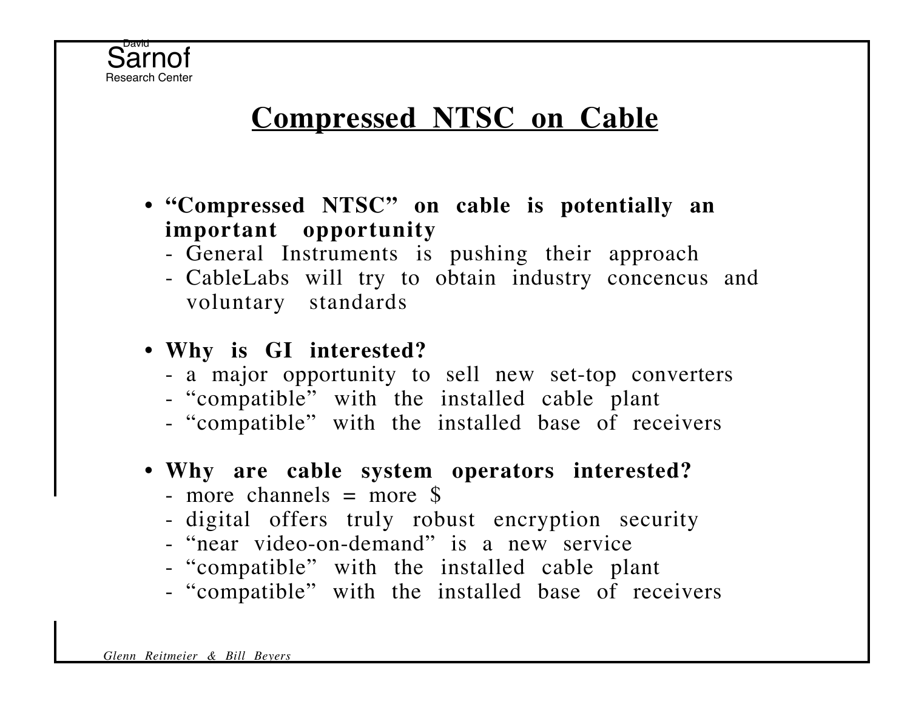# Compressed NTSC on Cable

- **"Compressed NTSC" on cable is potentially an important opportunity**
  - General Instruments is pushing their approach
  - CableLabs will try to obtain industry concencus and voluntary standards

- **Why is GI interested?**
  - a major opportunity to sell new set-top converters
  - "compatible" with the installed cable plant
  - "compatible" with the installed base of receivers

- **Why are cable system operators interested?**
  - more channels = more $
  - digital offers truly robust encryption security
  - "near video-on-demand" is a new service
  - "compatible" with the installed cable plant
  - "compatible" with the installed base of receivers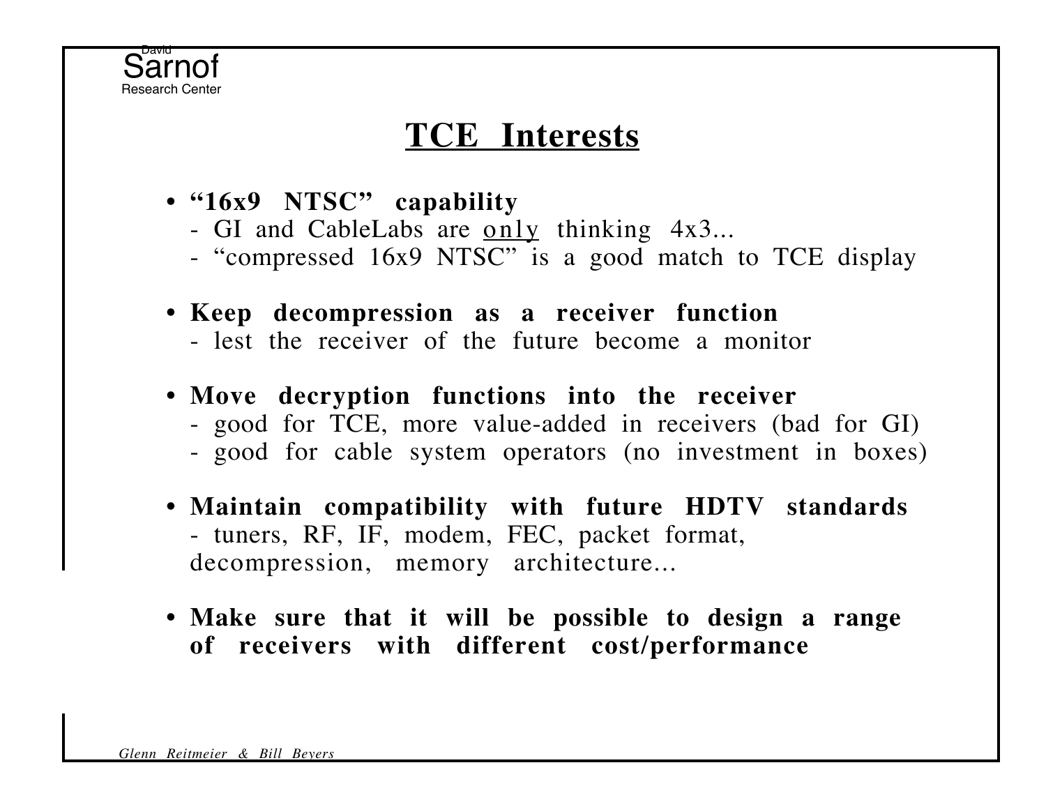# TCE Interests

- **"16x9 NTSC" capability**
  - GI and CableLabs are <u>only</u> thinking 4x3...
  - "compressed 16x9 NTSC" is a good match to TCE display

- **Keep decompression as a receiver function**
  - lest the receiver of the future become a monitor

- **Move decryption functions into the receiver**
  - good for TCE, more value-added in receivers (bad for GI)
  - good for cable system operators (no investment in boxes)

- **Maintain compatibility with future HDTV standards**
  - tuners, RF, IF, modem, FEC, packet format, decompression, memory architecture...

- **Make sure that it will be possible to design a range of receivers with different cost/performance**

*Glenn Reitmeier & Bill Beyers*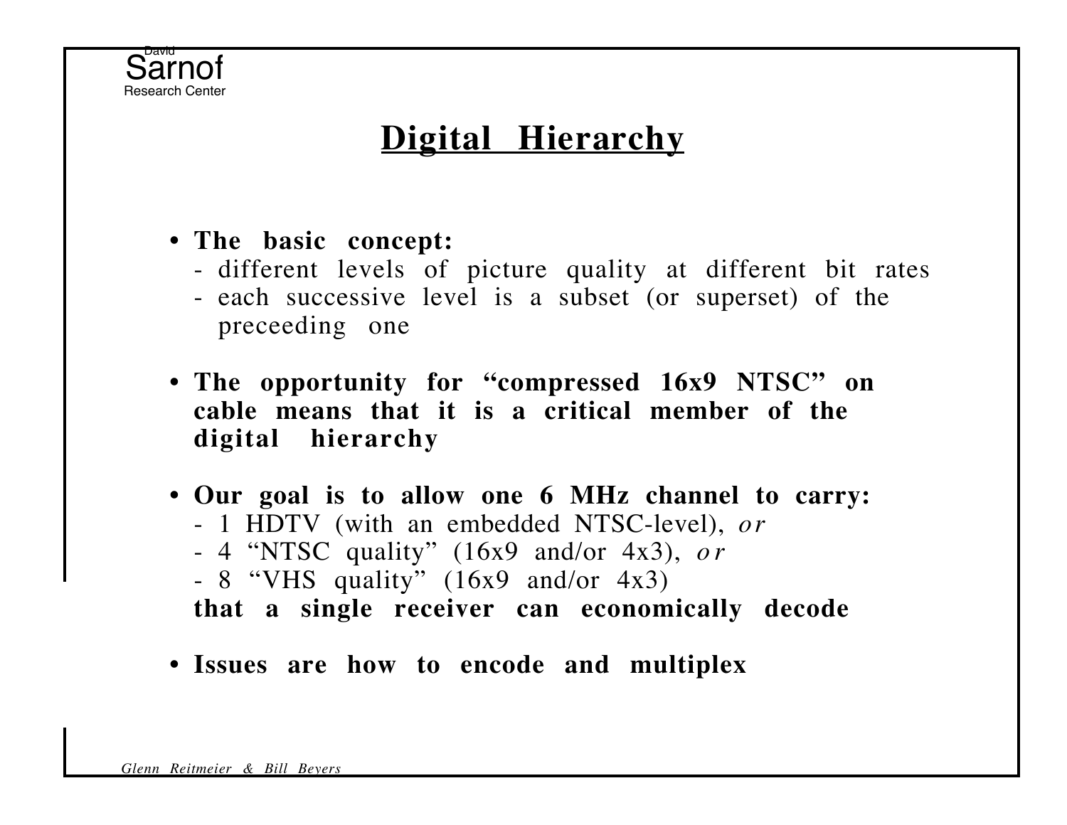## Digital Hierarchy

- **The basic concept:**
  - different levels of picture quality at different bit rates
  - each successive level is a subset (or superset) of the preceeding one

- **The opportunity for "compressed 16x9 NTSC" on cable means that it is a critical member of the digital hierarchy**

- **Our goal is to allow one 6 MHz channel to carry:**
  - 1 HDTV (with an embedded NTSC-level), *or*
  - 4 "NTSC quality" (16x9 and/or 4x3), *or*
  - 8 "VHS quality" (16x9 and/or 4x3)

  **that a single receiver can economically decode**

- **Issues are how to encode and multiplex**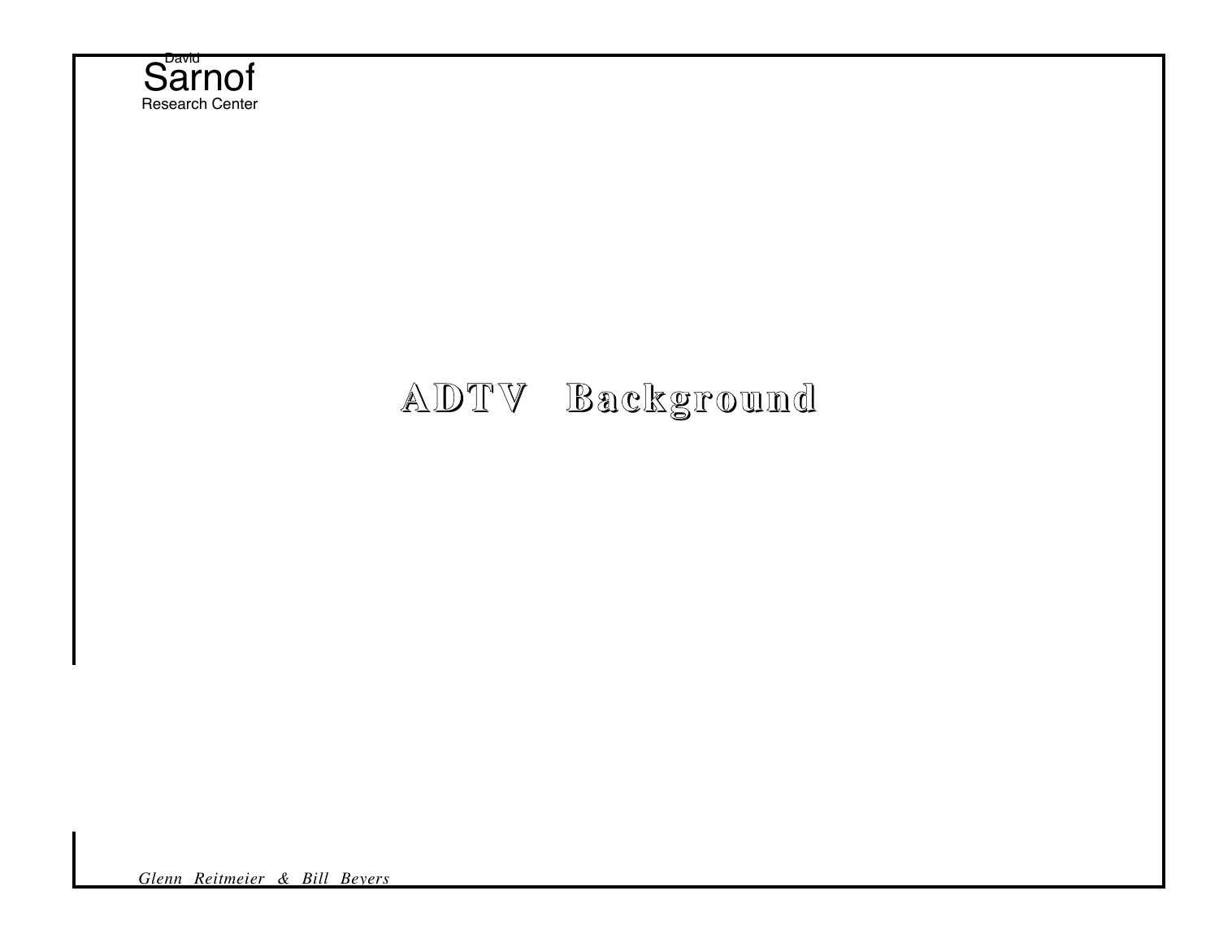# ADTV Background

*Glenn Reitmeier & Bill Beyers*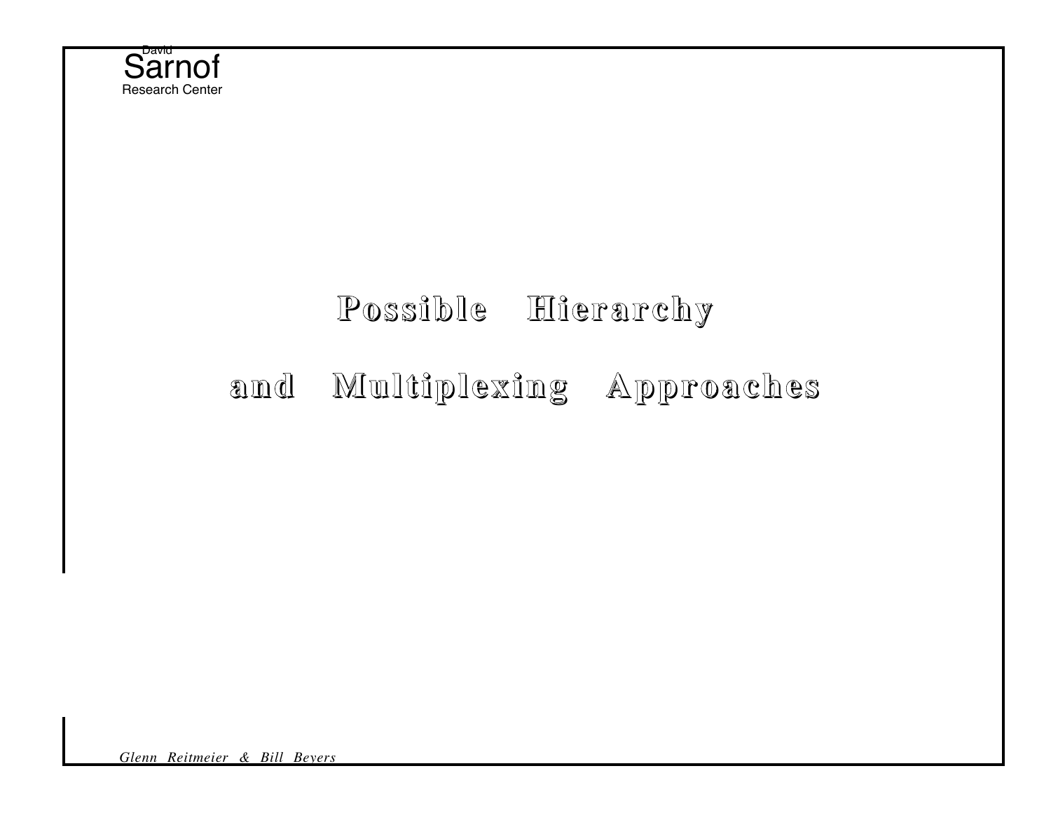# Possible Hierarchy and Multiplexing Approaches

*Glenn Reitmeier & Bill Beyers*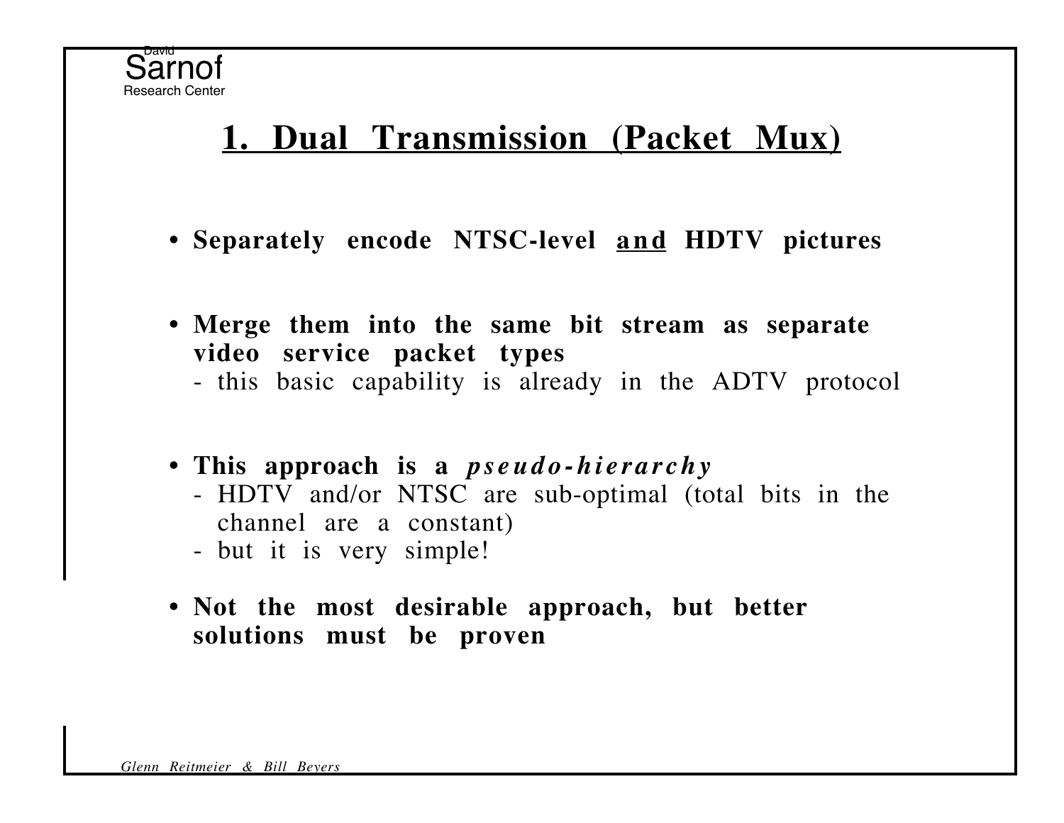## 1. Dual Transmission (Packet Mux)

- **Separately encode NTSC-level and HDTV pictures**

- **Merge them into the same bit stream as separate video service packet types**
  - this basic capability is already in the ADTV protocol

- **This approach is a *pseudo-hierarchy***
  - HDTV and/or NTSC are sub-optimal (total bits in the channel are a constant)
  - but it is very simple!

- **Not the most desirable approach, but better solutions must be proven**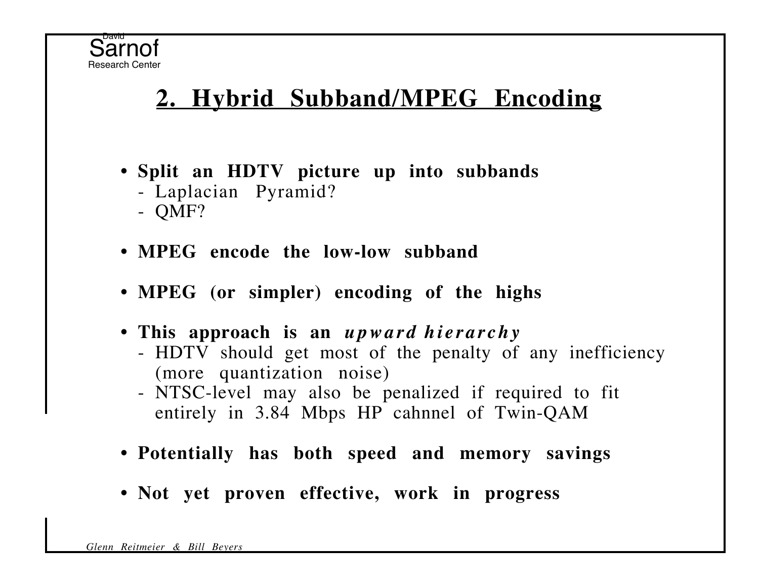## 2. Hybrid Subband/MPEG Encoding

- **Split an HDTV picture up into subbands**
  - Laplacian Pyramid?
  - QMF?
- **MPEG encode the low-low subband**
- **MPEG (or simpler) encoding of the highs**
- **This approach is an *upward hierarchy***
  - HDTV should get most of the penalty of any inefficiency (more quantization noise)
  - NTSC-level may also be penalized if required to fit entirely in 3.84 Mbps HP cahnnel of Twin-QAM
- **Potentially has both speed and memory savings**
- **Not yet proven effective, work in progress**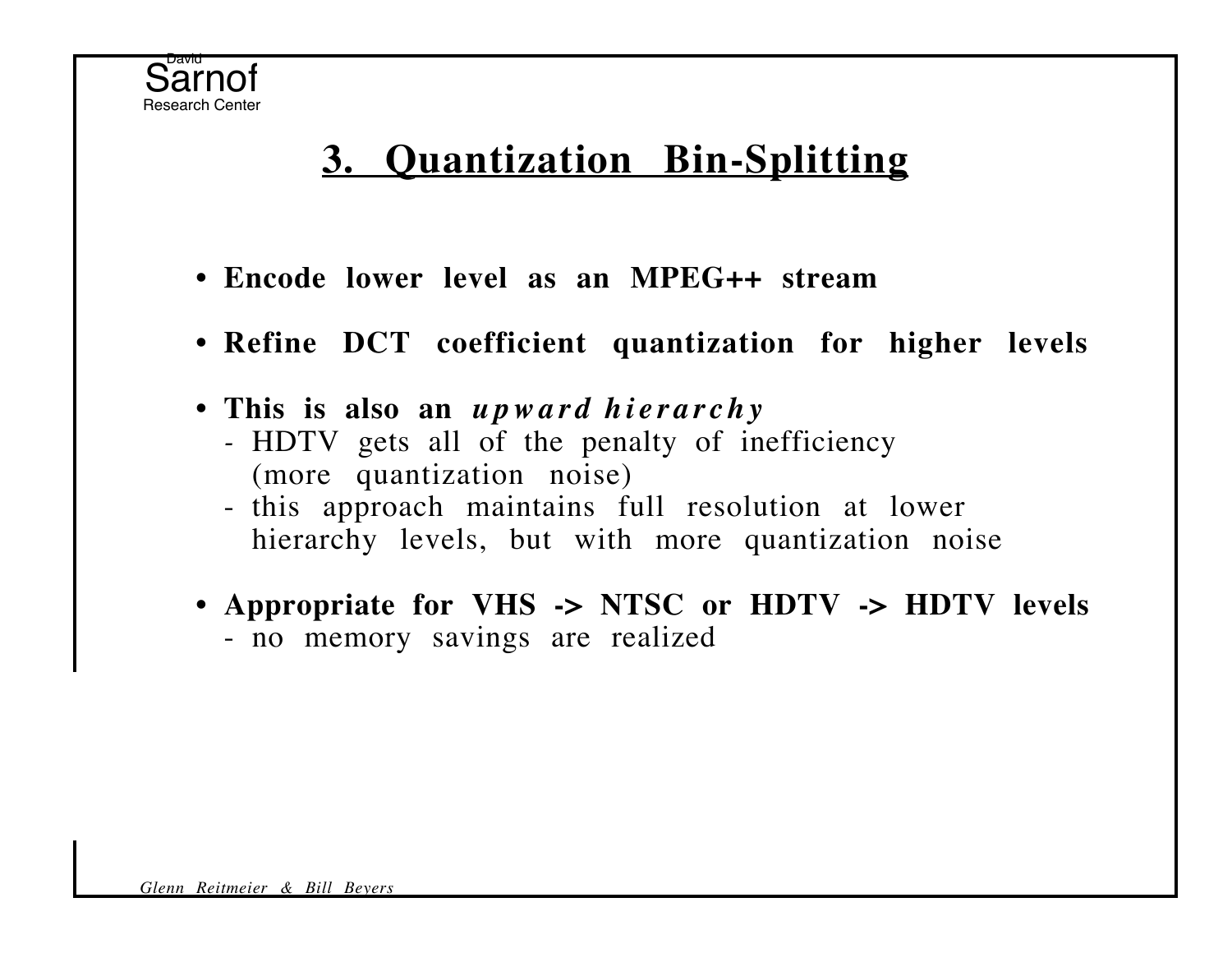# 3. Quantization Bin-Splitting

- **Encode lower level as an MPEG++ stream**
- **Refine DCT coefficient quantization for higher levels**
- **This is also an *upward hierarchy***
  - HDTV gets all of the penalty of inefficiency (more quantization noise)
  - this approach maintains full resolution at lower hierarchy levels, but with more quantization noise
- **Appropriate for VHS -> NTSC or HDTV -> HDTV levels**
  - no memory savings are realized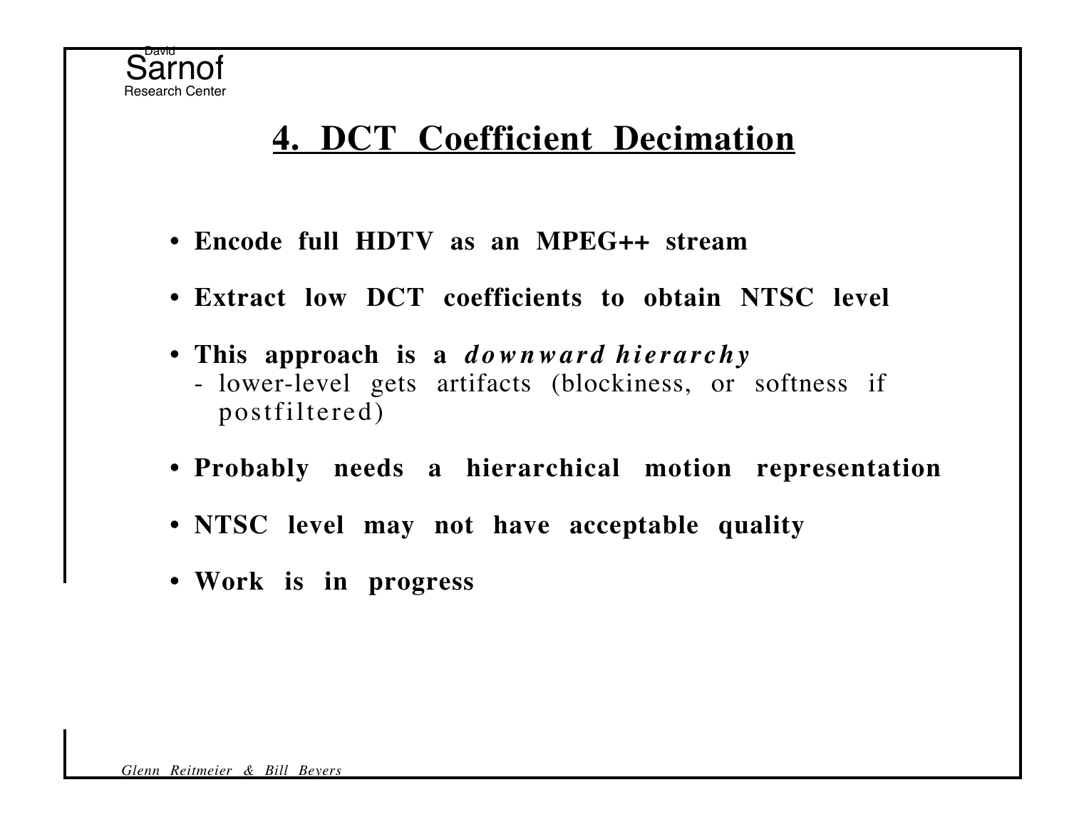## 4. DCT Coefficient Decimation

- **Encode full HDTV as an MPEG++ stream**
- **Extract low DCT coefficients to obtain NTSC level**
- **This approach is a *downward hierarchy***
  - lower-level gets artifacts (blockiness, or softness if postfiltered)
- **Probably needs a hierarchical motion representation**
- **NTSC level may not have acceptable quality**
- **Work is in progress**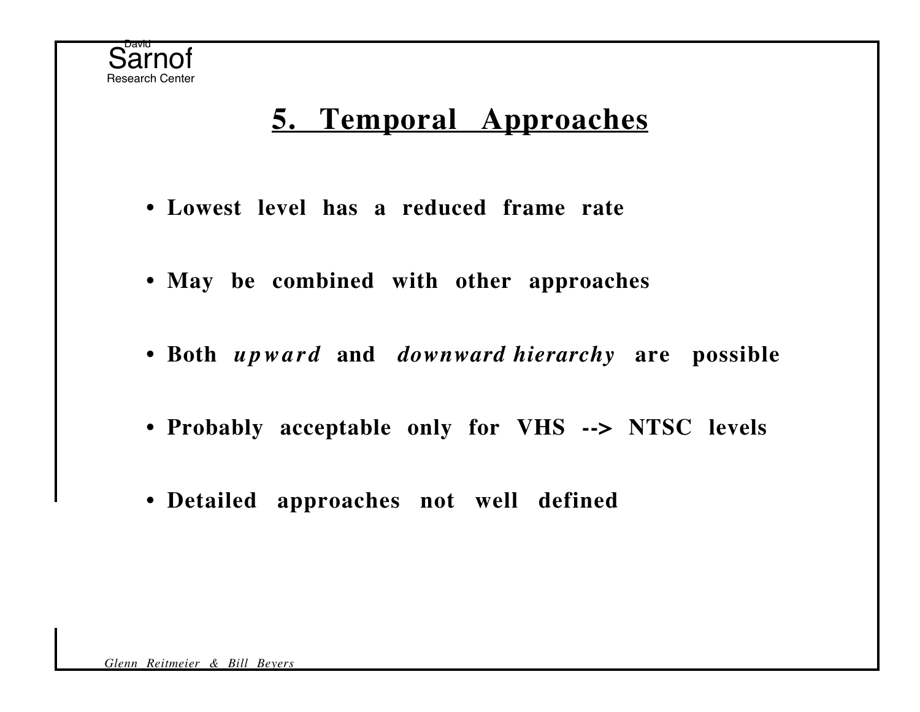# 5. Temporal Approaches

- **Lowest level has a reduced frame rate**
- **May be combined with other approaches**
- **Both *upward* and *downward hierarchy* are possible**
- **Probably acceptable only for VHS --> NTSC levels**
- **Detailed approaches not well defined**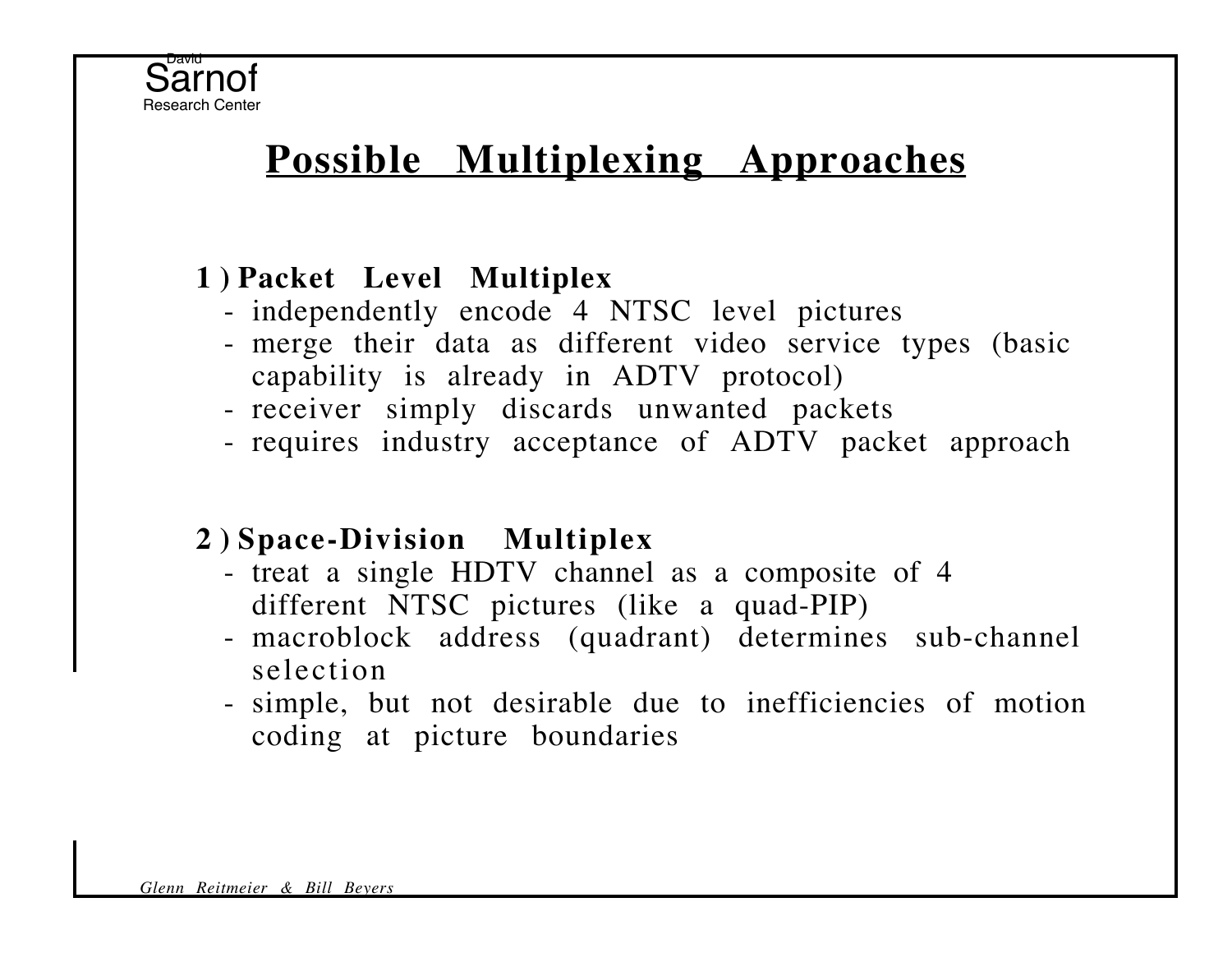# Possible Multiplexing Approaches

**1 ) Packet Level Multiplex**

- independently encode 4 NTSC level pictures
- merge their data as different video service types (basic capability is already in ADTV protocol)
- receiver simply discards unwanted packets
- requires industry acceptance of ADTV packet approach

**2 ) Space-Division Multiplex**

- treat a single HDTV channel as a composite of 4 different NTSC pictures (like a quad-PIP)
- macroblock address (quadrant) determines sub-channel selection
- simple, but not desirable due to inefficiencies of motion coding at picture boundaries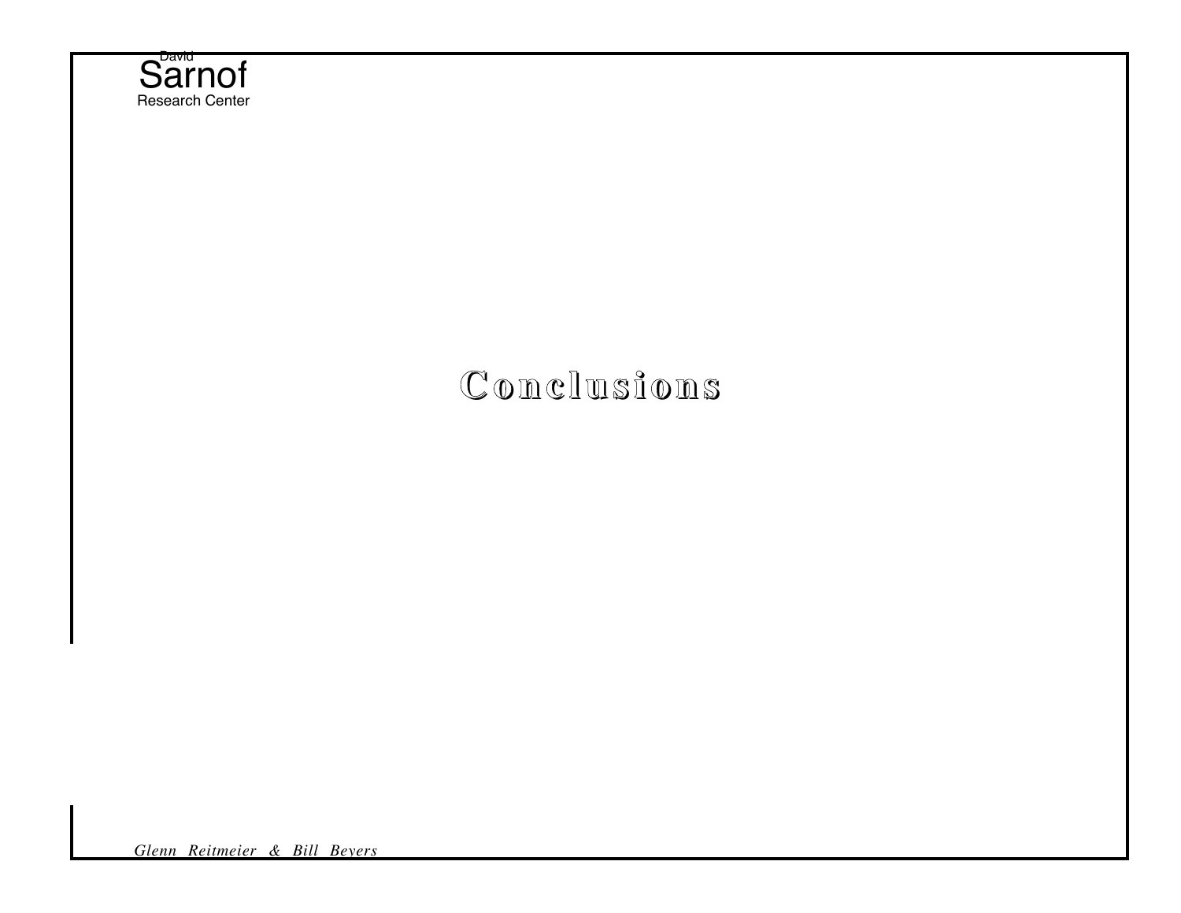# Conclusions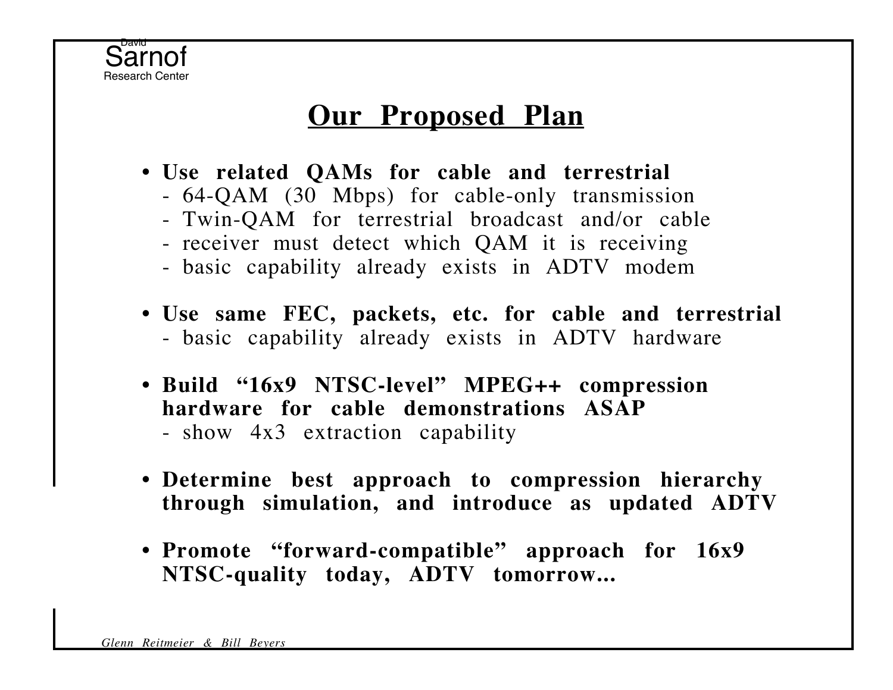# Our Proposed Plan

- **Use related QAMs for cable and terrestrial**
  - 64-QAM (30 Mbps) for cable-only transmission
  - Twin-QAM for terrestrial broadcast and/or cable
  - receiver must detect which QAM it is receiving
  - basic capability already exists in ADTV modem

- **Use same FEC, packets, etc. for cable and terrestrial**
  - basic capability already exists in ADTV hardware

- **Build "16x9 NTSC-level" MPEG++ compression hardware for cable demonstrations ASAP**
  - show 4x3 extraction capability

- **Determine best approach to compression hierarchy through simulation, and introduce as updated ADTV**

- **Promote "forward-compatible" approach for 16x9 NTSC-quality today, ADTV tomorrow...**